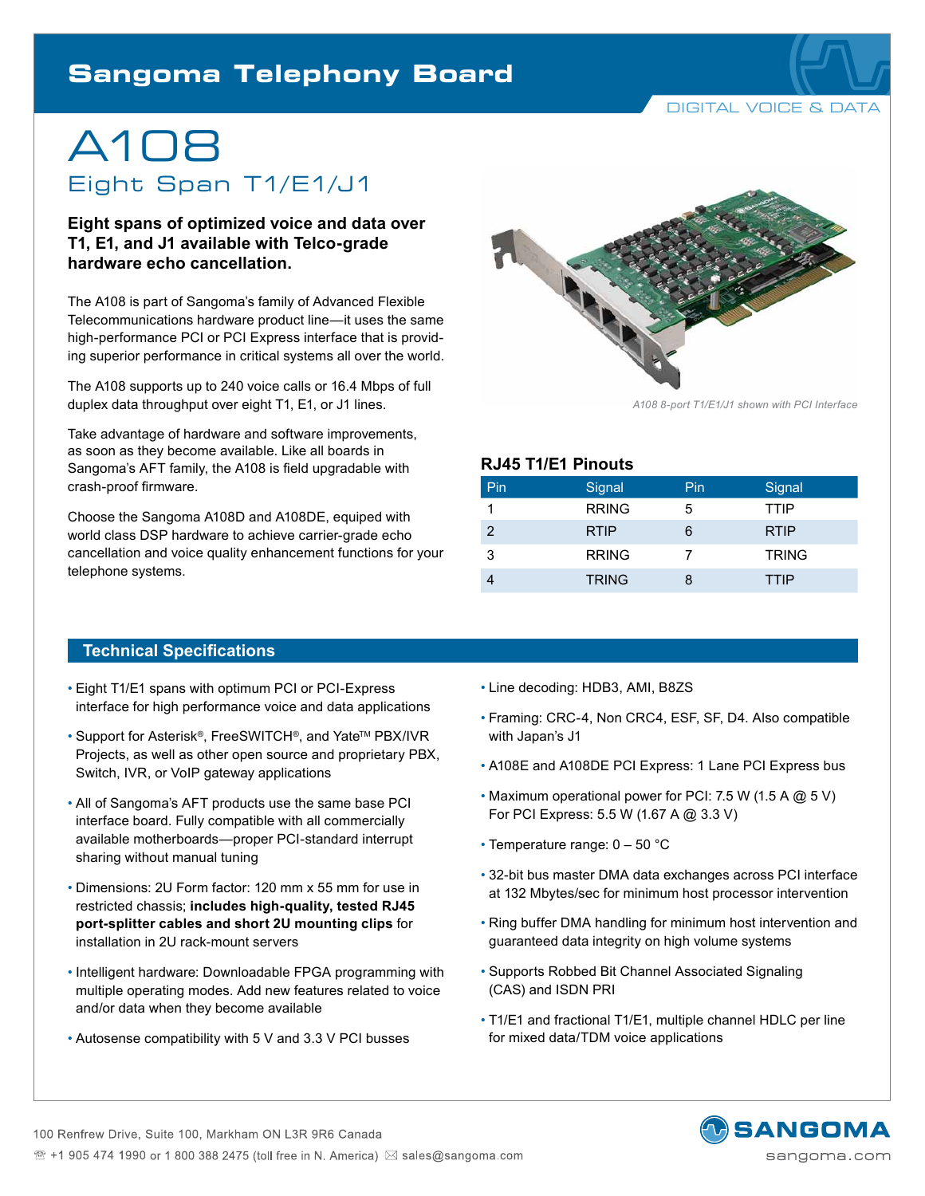# Sangoma Telephony Board

DIGITAL VOICE & DATA

# A108

## Eight Span T1/E1/J1

**Eight spans of optimized voice and data over T1, E1, and J1 available with Telco-grade hardware echo cancellation.**

The A108 is part of Sangoma's family of Advanced Flexible Telecommunications hardware product line—it uses the same high-performance PCI or PCI Express interface that is providing superior performance in critical systems all over the world.

The A108 supports up to 240 voice calls or 16.4 Mbps of full duplex data throughput over eight T1, E1, or J1 lines.

Take advantage of hardware and software improvements, as soon as they become available. Like all boards in Sangoma's AFT family, the A108 is field upgradable with crash-proof firmware.

Choose the Sangoma A108D and A108DE, equiped with world class DSP hardware to achieve carrier-grade echo cancellation and voice quality enhancement functions for your telephone systems.

*A108 8-port T1/E1/J1 shown with PCI Interface*

### RJ45 T1/E1 Pinouts

| Pin | Signal | Pin | Signal |
|---|---|---|---|
| 1 | RRING | 5 | TTIP |
| 2 | RTIP | 6 | RTIP |
| 3 | RRING | 7 | TRING |
| 4 | TRING | 8 | TTIP |

## Technical Specifications

- Eight T1/E1 spans with optimum PCI or PCI-Express interface for high performance voice and data applications
- Support for Asterisk®, FreeSWITCH®, and Yate™ PBX/IVR Projects, as well as other open source and proprietary PBX, Switch, IVR, or VoIP gateway applications
- All of Sangoma's AFT products use the same base PCI interface board. Fully compatible with all commercially available motherboards—proper PCI-standard interrupt sharing without manual tuning
- Dimensions: 2U Form factor: 120 mm x 55 mm for use in restricted chassis; **includes high-quality, tested RJ45 port-splitter cables and short 2U mounting clips** for installation in 2U rack-mount servers
- Intelligent hardware: Downloadable FPGA programming with multiple operating modes. Add new features related to voice and/or data when they become available
- Autosense compatibility with 5 V and 3.3 V PCI busses
- Line decoding: HDB3, AMI, B8ZS
- Framing: CRC-4, Non CRC4, ESF, SF, D4. Also compatible with Japan's J1
- A108E and A108DE PCI Express: 1 Lane PCI Express bus
- Maximum operational power for PCI: 7.5 W (1.5 A @ 5 V) For PCI Express: 5.5 W (1.67 A @ 3.3 V)
- Temperature range: 0 – 50 °C
- 32-bit bus master DMA data exchanges across PCI interface at 132 Mbytes/sec for minimum host processor intervention
- Ring buffer DMA handling for minimum host intervention and guaranteed data integrity on high volume systems
- Supports Robbed Bit Channel Associated Signaling (CAS) and ISDN PRI
- T1/E1 and fractional T1/E1, multiple channel HDLC per line for mixed data/TDM voice applications

100 Renfrew Drive, Suite 100, Markham ON L3R 9R6 Canada
+1 905 474 1990 or 1 800 388 2475 (toll free in N. America) sales@sangoma.com

SANGOMA
sangoma.com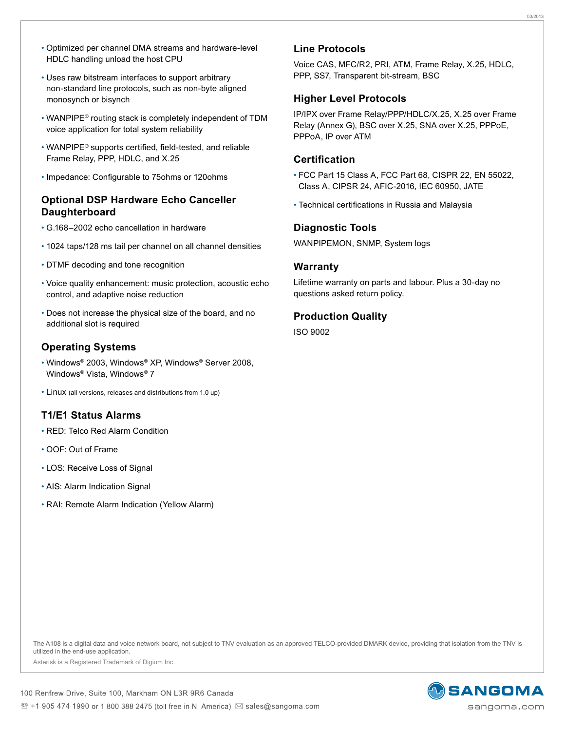- Optimized per channel DMA streams and hardware-level HDLC handling unload the host CPU
- Uses raw bitstream interfaces to support arbitrary non-standard line protocols, such as non-byte aligned monosynch or bisynch
- WANPIPE® routing stack is completely independent of TDM voice application for total system reliability
- WANPIPE® supports certified, field-tested, and reliable Frame Relay, PPP, HDLC, and X.25
- Impedance: Configurable to 75ohms or 120ohms

## Optional DSP Hardware Echo Canceller Daughterboard

- G.168–2002 echo cancellation in hardware
- 1024 taps/128 ms tail per channel on all channel densities
- DTMF decoding and tone recognition
- Voice quality enhancement: music protection, acoustic echo control, and adaptive noise reduction
- Does not increase the physical size of the board, and no additional slot is required

## Operating Systems

- Windows® 2003, Windows® XP, Windows® Server 2008, Windows® Vista, Windows® 7
- Linux (all versions, releases and distributions from 1.0 up)

## T1/E1 Status Alarms

- RED: Telco Red Alarm Condition
- OOF: Out of Frame
- LOS: Receive Loss of Signal
- AIS: Alarm Indication Signal
- RAI: Remote Alarm Indication (Yellow Alarm)

## Line Protocols

Voice CAS, MFC/R2, PRI, ATM, Frame Relay, X.25, HDLC, PPP, SS7, Transparent bit-stream, BSC

## Higher Level Protocols

IP/IPX over Frame Relay/PPP/HDLC/X.25, X.25 over Frame Relay (Annex G), BSC over X.25, SNA over X.25, PPPoE, PPPoA, IP over ATM

## Certification

- FCC Part 15 Class A, FCC Part 68, CISPR 22, EN 55022, Class A, CIPSR 24, AFIC-2016, IEC 60950, JATE
- Technical certifications in Russia and Malaysia

## Diagnostic Tools

WANPIPEMON, SNMP, System logs

## Warranty

Lifetime warranty on parts and labour. Plus a 30-day no questions asked return policy.

## Production Quality

ISO 9002

The A108 is a digital data and voice network board, not subject to TNV evaluation as an approved TELCO-provided DMARK device, providing that isolation from the TNV is utilized in the end-use application.

Asterisk is a Registered Trademark of Digium Inc.

100 Renfrew Drive, Suite 100, Markham ON L3R 9R6 Canada

+1 905 474 1990 or 1 800 388 2475 (toll free in N. America) sales@sangoma.com

SANGOMA

sangoma.com